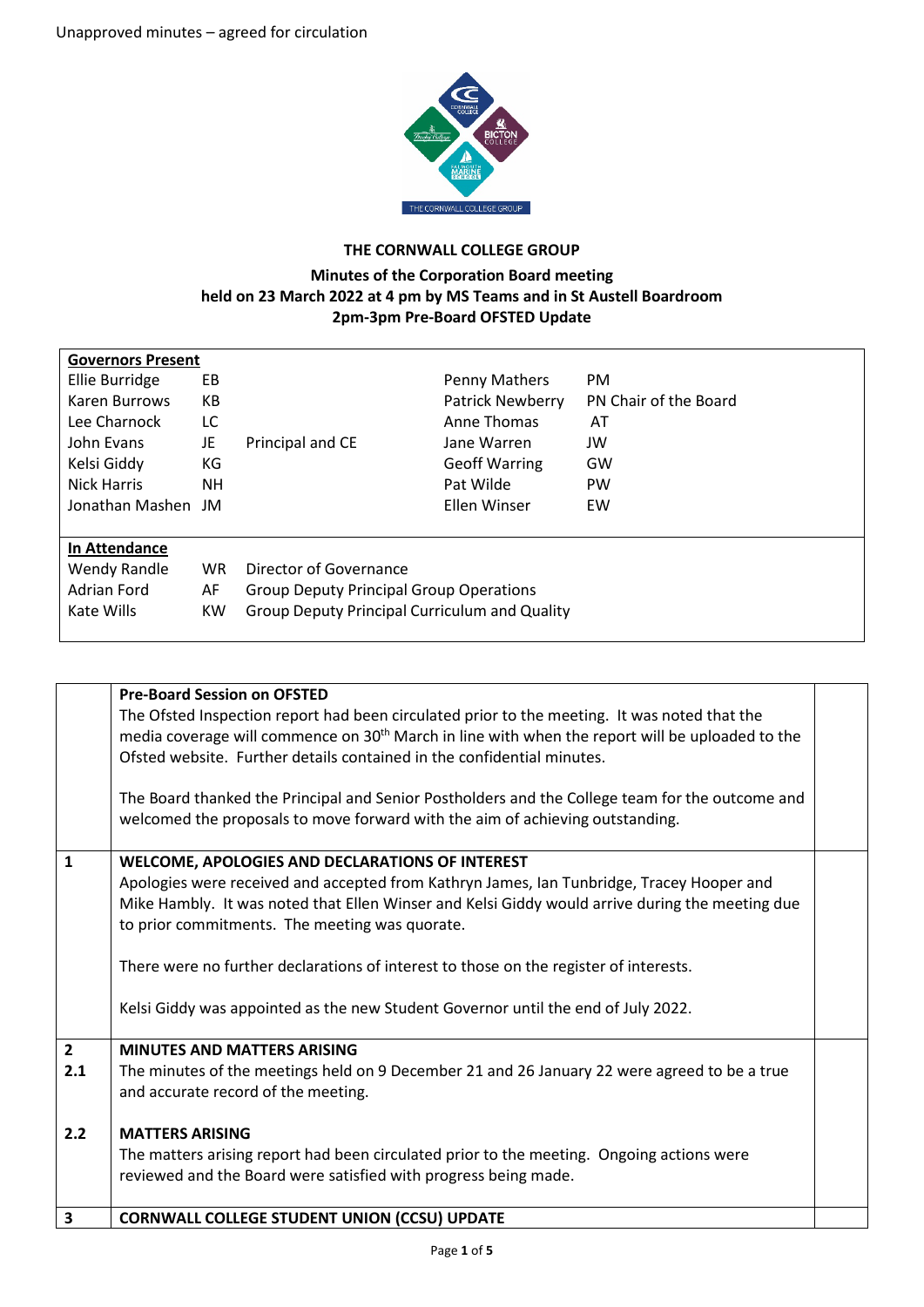Unapproved minutes – agreed for circulation

**THE CORNWALL COLLEGE GROUP**

**Minutes of the Corporation Board meeting held on 23 March 2022 at 4 pm by MS Teams and in St Austell Boardroom**
**2pm-3pm Pre-Board OFSTED Update**

| **Governors Present** | | | | |
|---|---|---|---|---|
| Ellie Burridge | EB | | Penny Mathers | PM |
| Karen Burrows | KB | | Patrick Newberry | PN Chair of the Board |
| Lee Charnock | LC | | Anne Thomas | AT |
| John Evans | JE | Principal and CE | Jane Warren | JW |
| Kelsi Giddy | KG | | Geoff Warring | GW |
| Nick Harris | NH | | Pat Wilde | PW |
| Jonathan Mashen | JM | | Ellen Winser | EW |
| **In Attendance** | | | | |
| Wendy Randle | WR | Director of Governance | | |
| Adrian Ford | AF | Group Deputy Principal Group Operations | | |
| Kate Wills | KW | Group Deputy Principal Curriculum and Quality | | |

| | | |
|---|---|---|
| | **Pre-Board Session on OFSTED**<br>The Ofsted Inspection report had been circulated prior to the meeting. It was noted that the media coverage will commence on 30th March in line with when the report will be uploaded to the Ofsted website. Further details contained in the confidential minutes.<br><br>The Board thanked the Principal and Senior Postholders and the College team for the outcome and welcomed the proposals to move forward with the aim of achieving outstanding. | |
| **1** | **WELCOME, APOLOGIES AND DECLARATIONS OF INTEREST**<br>Apologies were received and accepted from Kathryn James, Ian Tunbridge, Tracey Hooper and Mike Hambly. It was noted that Ellen Winser and Kelsi Giddy would arrive during the meeting due to prior commitments. The meeting was quorate.<br><br>There were no further declarations of interest to those on the register of interests.<br><br>Kelsi Giddy was appointed as the new Student Governor until the end of July 2022. | |
| **2**<br>**2.1** | **MINUTES AND MATTERS ARISING**<br>The minutes of the meetings held on 9 December 21 and 26 January 22 were agreed to be a true and accurate record of the meeting. | |
| **2.2** | **MATTERS ARISING**<br>The matters arising report had been circulated prior to the meeting. Ongoing actions were reviewed and the Board were satisfied with progress being made. | |
| **3** | **CORNWALL COLLEGE STUDENT UNION (CCSU) UPDATE** | |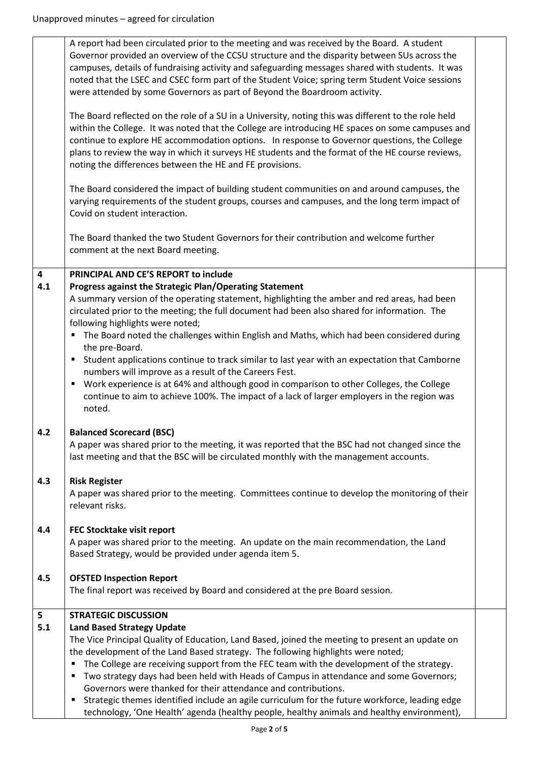Unapproved minutes – agreed for circulation

| | | |
|---|---|---|
| | A report had been circulated prior to the meeting and was received by the Board. A student Governor provided an overview of the CCSU structure and the disparity between SUs across the campuses, details of fundraising activity and safeguarding messages shared with students. It was noted that the LSEC and CSEC form part of the Student Voice; spring term Student Voice sessions were attended by some Governors as part of Beyond the Boardroom activity.<br><br>The Board reflected on the role of a SU in a University, noting this was different to the role held within the College. It was noted that the College are introducing HE spaces on some campuses and continue to explore HE accommodation options. In response to Governor questions, the College plans to review the way in which it surveys HE students and the format of the HE course reviews, noting the differences between the HE and FE provisions.<br><br>The Board considered the impact of building student communities on and around campuses, the varying requirements of the student groups, courses and campuses, and the long term impact of Covid on student interaction.<br><br>The Board thanked the two Student Governors for their contribution and welcome further comment at the next Board meeting. | |
| **4**<br>**4.1** | **PRINCIPAL AND CE'S REPORT to include**<br>**Progress against the Strategic Plan/Operating Statement**<br>A summary version of the operating statement, highlighting the amber and red areas, had been circulated prior to the meeting; the full document had been also shared for information. The following highlights were noted;<br>▪ The Board noted the challenges within English and Maths, which had been considered during the pre-Board.<br>▪ Student applications continue to track similar to last year with an expectation that Camborne numbers will improve as a result of the Careers Fest.<br>▪ Work experience is at 64% and although good in comparison to other Colleges, the College continue to aim to achieve 100%. The impact of a lack of larger employers in the region was noted. | |
| **4.2** | **Balanced Scorecard (BSC)**<br>A paper was shared prior to the meeting, it was reported that the BSC had not changed since the last meeting and that the BSC will be circulated monthly with the management accounts. | |
| **4.3** | **Risk Register**<br>A paper was shared prior to the meeting. Committees continue to develop the monitoring of their relevant risks. | |
| **4.4** | **FEC Stocktake visit report**<br>A paper was shared prior to the meeting. An update on the main recommendation, the Land Based Strategy, would be provided under agenda item 5. | |
| **4.5** | **OFSTED Inspection Report**<br>The final report was received by Board and considered at the pre Board session. | |
| **5**<br>**5.1** | **STRATEGIC DISCUSSION**<br>**Land Based Strategy Update**<br>The Vice Principal Quality of Education, Land Based, joined the meeting to present an update on the development of the Land Based strategy. The following highlights were noted;<br>▪ The College are receiving support from the FEC team with the development of the strategy.<br>▪ Two strategy days had been held with Heads of Campus in attendance and some Governors; Governors were thanked for their attendance and contributions.<br>▪ Strategic themes identified include an agile curriculum for the future workforce, leading edge technology, 'One Health' agenda (healthy people, healthy animals and healthy environment), | |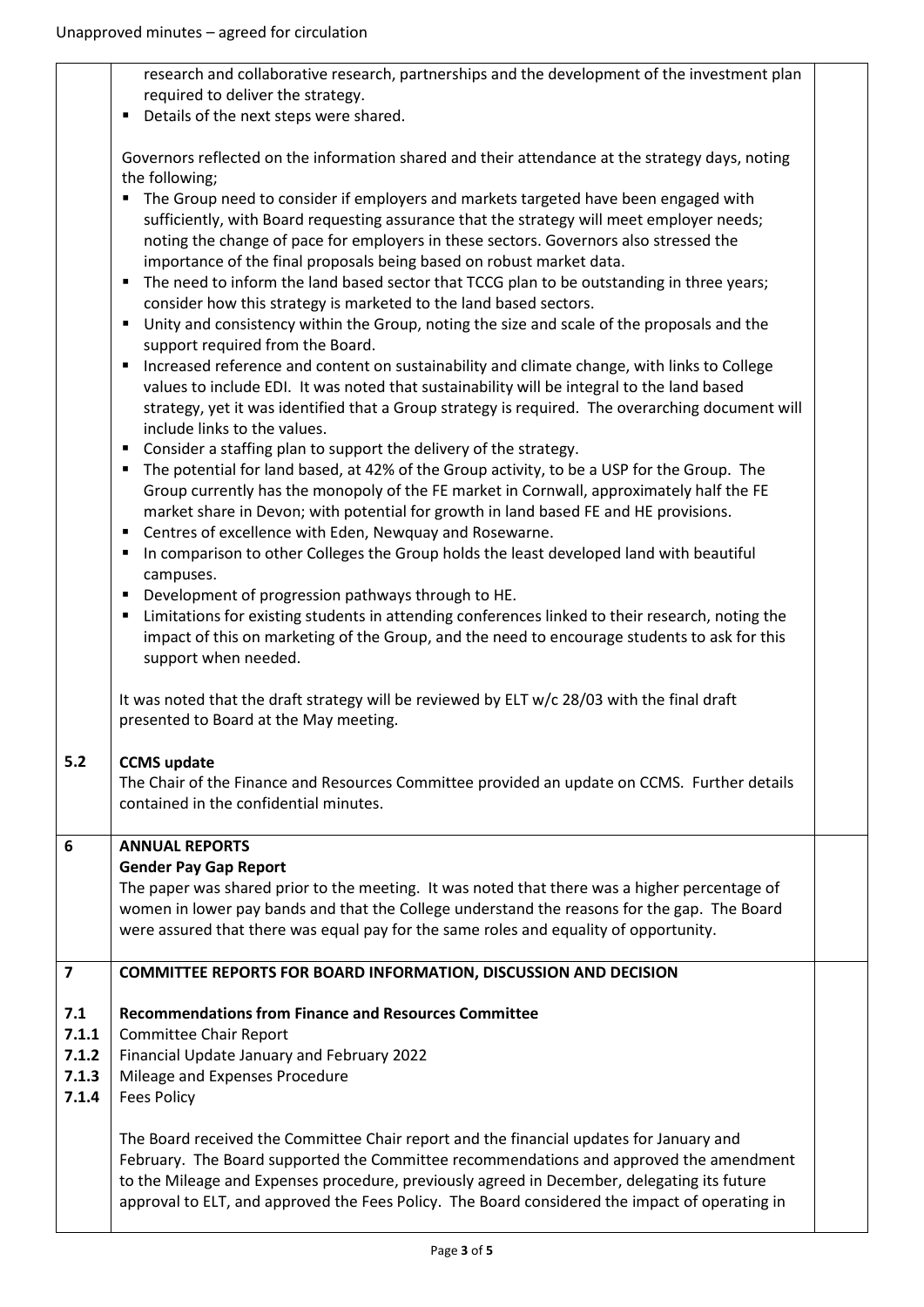| | | |
|---|---|---|
| | research and collaborative research, partnerships and the development of the investment plan required to deliver the strategy.<br>▪ Details of the next steps were shared.<br><br>Governors reflected on the information shared and their attendance at the strategy days, noting the following;<br>▪ The Group need to consider if employers and markets targeted have been engaged with sufficiently, with Board requesting assurance that the strategy will meet employer needs; noting the change of pace for employers in these sectors. Governors also stressed the importance of the final proposals being based on robust market data.<br>▪ The need to inform the land based sector that TCCG plan to be outstanding in three years; consider how this strategy is marketed to the land based sectors.<br>▪ Unity and consistency within the Group, noting the size and scale of the proposals and the support required from the Board.<br>▪ Increased reference and content on sustainability and climate change, with links to College values to include EDI. It was noted that sustainability will be integral to the land based strategy, yet it was identified that a Group strategy is required. The overarching document will include links to the values.<br>▪ Consider a staffing plan to support the delivery of the strategy.<br>▪ The potential for land based, at 42% of the Group activity, to be a USP for the Group. The Group currently has the monopoly of the FE market in Cornwall, approximately half the FE market share in Devon; with potential for growth in land based FE and HE provisions.<br>▪ Centres of excellence with Eden, Newquay and Rosewarne.<br>▪ In comparison to other Colleges the Group holds the least developed land with beautiful campuses.<br>▪ Development of progression pathways through to HE.<br>▪ Limitations for existing students in attending conferences linked to their research, noting the impact of this on marketing of the Group, and the need to encourage students to ask for this support when needed.<br><br>It was noted that the draft strategy will be reviewed by ELT w/c 28/03 with the final draft presented to Board at the May meeting. | |
| **5.2** | **CCMS update**<br>The Chair of the Finance and Resources Committee provided an update on CCMS. Further details contained in the confidential minutes. | |
| **6** | **ANNUAL REPORTS**<br>**Gender Pay Gap Report**<br>The paper was shared prior to the meeting. It was noted that there was a higher percentage of women in lower pay bands and that the College understand the reasons for the gap. The Board were assured that there was equal pay for the same roles and equality of opportunity. | |
| **7**<br><br>**7.1**<br>**7.1.1**<br>**7.1.2**<br>**7.1.3**<br>**7.1.4** | **COMMITTEE REPORTS FOR BOARD INFORMATION, DISCUSSION AND DECISION**<br><br>**Recommendations from Finance and Resources Committee**<br>Committee Chair Report<br>Financial Update January and February 2022<br>Mileage and Expenses Procedure<br>Fees Policy<br><br>The Board received the Committee Chair report and the financial updates for January and February. The Board supported the Committee recommendations and approved the amendment to the Mileage and Expenses procedure, previously agreed in December, delegating its future approval to ELT, and approved the Fees Policy. The Board considered the impact of operating in | |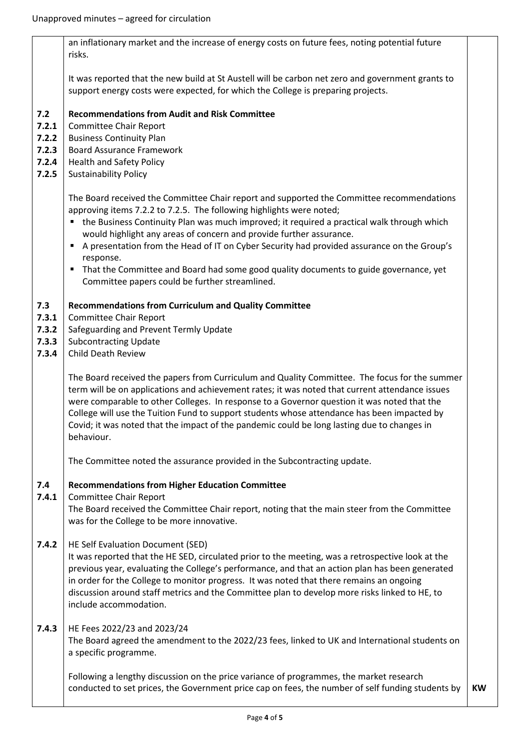Unapproved minutes – agreed for circulation

| | | |
|---|---|---|
| | an inflationary market and the increase of energy costs on future fees, noting potential future risks.<br><br>It was reported that the new build at St Austell will be carbon net zero and government grants to support energy costs were expected, for which the College is preparing projects. | |
| **7.2**<br>**7.2.1**<br>**7.2.2**<br>**7.2.3**<br>**7.2.4**<br>**7.2.5** | **Recommendations from Audit and Risk Committee**<br>Committee Chair Report<br>Business Continuity Plan<br>Board Assurance Framework<br>Health and Safety Policy<br>Sustainability Policy | |
| | The Board received the Committee Chair report and supported the Committee recommendations approving items 7.2.2 to 7.2.5. The following highlights were noted;<br>• the Business Continuity Plan was much improved; it required a practical walk through which would highlight any areas of concern and provide further assurance.<br>• A presentation from the Head of IT on Cyber Security had provided assurance on the Group's response.<br>• That the Committee and Board had some good quality documents to guide governance, yet Committee papers could be further streamlined. | |
| **7.3**<br>**7.3.1**<br>**7.3.2**<br>**7.3.3**<br>**7.3.4** | **Recommendations from Curriculum and Quality Committee**<br>Committee Chair Report<br>Safeguarding and Prevent Termly Update<br>Subcontracting Update<br>Child Death Review | |
| | The Board received the papers from Curriculum and Quality Committee. The focus for the summer term will be on applications and achievement rates; it was noted that current attendance issues were comparable to other Colleges. In response to a Governor question it was noted that the College will use the Tuition Fund to support students whose attendance has been impacted by Covid; it was noted that the impact of the pandemic could be long lasting due to changes in behaviour.<br><br>The Committee noted the assurance provided in the Subcontracting update. | |
| **7.4**<br>**7.4.1** | **Recommendations from Higher Education Committee**<br>Committee Chair Report<br>The Board received the Committee Chair report, noting that the main steer from the Committee was for the College to be more innovative. | |
| **7.4.2** | HE Self Evaluation Document (SED)<br>It was reported that the HE SED, circulated prior to the meeting, was a retrospective look at the previous year, evaluating the College's performance, and that an action plan has been generated in order for the College to monitor progress. It was noted that there remains an ongoing discussion around staff metrics and the Committee plan to develop more risks linked to HE, to include accommodation. | |
| **7.4.3** | HE Fees 2022/23 and 2023/24<br>The Board agreed the amendment to the 2022/23 fees, linked to UK and International students on a specific programme.<br><br>Following a lengthy discussion on the price variance of programmes, the market research conducted to set prices, the Government price cap on fees, the number of self funding students by | **KW** |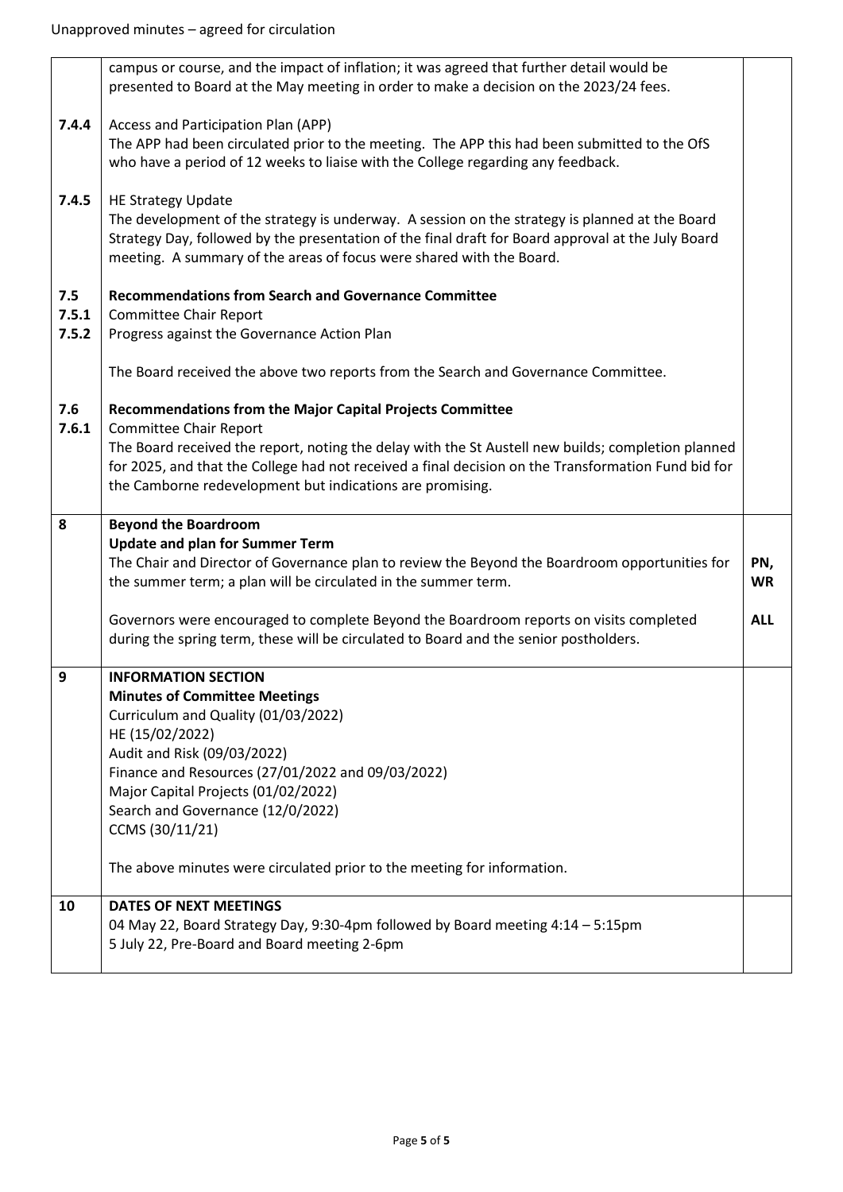Unapproved minutes – agreed for circulation

| | | |
|---|---|---|
| | campus or course, and the impact of inflation; it was agreed that further detail would be presented to Board at the May meeting in order to make a decision on the 2023/24 fees. | |
| **7.4.4** | Access and Participation Plan (APP)<br>The APP had been circulated prior to the meeting. The APP this had been submitted to the OfS who have a period of 12 weeks to liaise with the College regarding any feedback. | |
| **7.4.5** | HE Strategy Update<br>The development of the strategy is underway. A session on the strategy is planned at the Board Strategy Day, followed by the presentation of the final draft for Board approval at the July Board meeting. A summary of the areas of focus were shared with the Board. | |
| **7.5**<br>**7.5.1**<br>**7.5.2** | **Recommendations from Search and Governance Committee**<br>Committee Chair Report<br>Progress against the Governance Action Plan<br><br>The Board received the above two reports from the Search and Governance Committee. | |
| **7.6**<br>**7.6.1** | **Recommendations from the Major Capital Projects Committee**<br>Committee Chair Report<br>The Board received the report, noting the delay with the St Austell new builds; completion planned for 2025, and that the College had not received a final decision on the Transformation Fund bid for the Camborne redevelopment but indications are promising. | |
| **8** | **Beyond the Boardroom**<br>**Update and plan for Summer Term**<br>The Chair and Director of Governance plan to review the Beyond the Boardroom opportunities for the summer term; a plan will be circulated in the summer term.<br><br>Governors were encouraged to complete Beyond the Boardroom reports on visits completed during the spring term, these will be circulated to Board and the senior postholders. | **PN, WR**<br><br>**ALL** |
| **9** | **INFORMATION SECTION**<br>**Minutes of Committee Meetings**<br>Curriculum and Quality (01/03/2022)<br>HE (15/02/2022)<br>Audit and Risk (09/03/2022)<br>Finance and Resources (27/01/2022 and 09/03/2022)<br>Major Capital Projects (01/02/2022)<br>Search and Governance (12/0/2022)<br>CCMS (30/11/21)<br><br>The above minutes were circulated prior to the meeting for information. | |
| **10** | **DATES OF NEXT MEETINGS**<br>04 May 22, Board Strategy Day, 9:30-4pm followed by Board meeting 4:14 – 5:15pm<br>5 July 22, Pre-Board and Board meeting 2-6pm | |